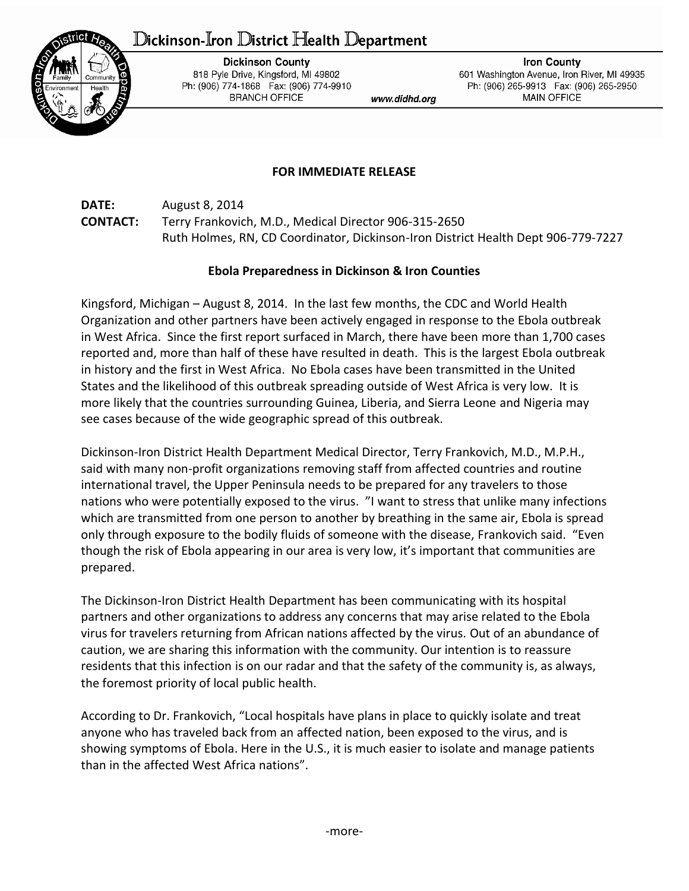# Dickinson-Iron District Health Department

**Dickinson County**
818 Pyle Drive, Kingsford, MI 49802
Ph: (906) 774-1868 Fax: (906) 774-9910
BRANCH OFFICE

www.didhd.org

**Iron County**
601 Washington Avenue, Iron River, MI 49935
Ph: (906) 265-9913 Fax: (906) 265-2950
MAIN OFFICE

**FOR IMMEDIATE RELEASE**

**DATE:** August 8, 2014
**CONTACT:** Terry Frankovich, M.D., Medical Director 906-315-2650
Ruth Holmes, RN, CD Coordinator, Dickinson-Iron District Health Dept 906-779-7227

## Ebola Preparedness in Dickinson & Iron Counties

Kingsford, Michigan – August 8, 2014. In the last few months, the CDC and World Health Organization and other partners have been actively engaged in response to the Ebola outbreak in West Africa. Since the first report surfaced in March, there have been more than 1,700 cases reported and, more than half of these have resulted in death. This is the largest Ebola outbreak in history and the first in West Africa. No Ebola cases have been transmitted in the United States and the likelihood of this outbreak spreading outside of West Africa is very low. It is more likely that the countries surrounding Guinea, Liberia, and Sierra Leone and Nigeria may see cases because of the wide geographic spread of this outbreak.

Dickinson-Iron District Health Department Medical Director, Terry Frankovich, M.D., M.P.H., said with many non-profit organizations removing staff from affected countries and routine international travel, the Upper Peninsula needs to be prepared for any travelers to those nations who were potentially exposed to the virus. "I want to stress that unlike many infections which are transmitted from one person to another by breathing in the same air, Ebola is spread only through exposure to the bodily fluids of someone with the disease, Frankovich said. "Even though the risk of Ebola appearing in our area is very low, it's important that communities are prepared.

The Dickinson-Iron District Health Department has been communicating with its hospital partners and other organizations to address any concerns that may arise related to the Ebola virus for travelers returning from African nations affected by the virus. Out of an abundance of caution, we are sharing this information with the community. Our intention is to reassure residents that this infection is on our radar and that the safety of the community is, as always, the foremost priority of local public health.

According to Dr. Frankovich, "Local hospitals have plans in place to quickly isolate and treat anyone who has traveled back from an affected nation, been exposed to the virus, and is showing symptoms of Ebola. Here in the U.S., it is much easier to isolate and manage patients than in the affected West Africa nations".

-more-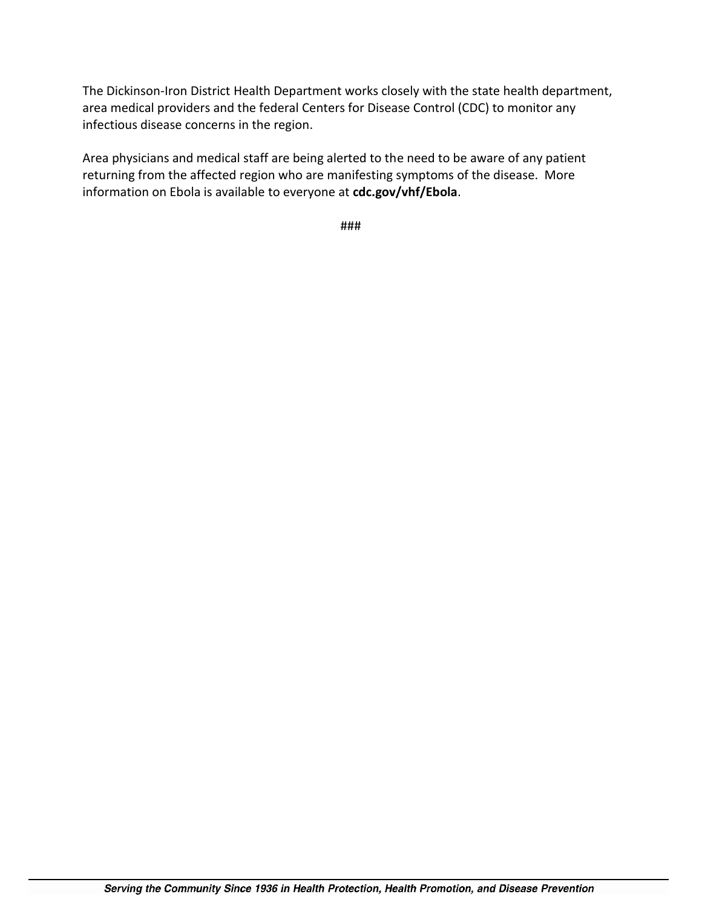The Dickinson-Iron District Health Department works closely with the state health department, area medical providers and the federal Centers for Disease Control (CDC) to monitor any infectious disease concerns in the region.

Area physicians and medical staff are being alerted to the need to be aware of any patient returning from the affected region who are manifesting symptoms of the disease. More information on Ebola is available to everyone at **cdc.gov/vhf/Ebola**.

###